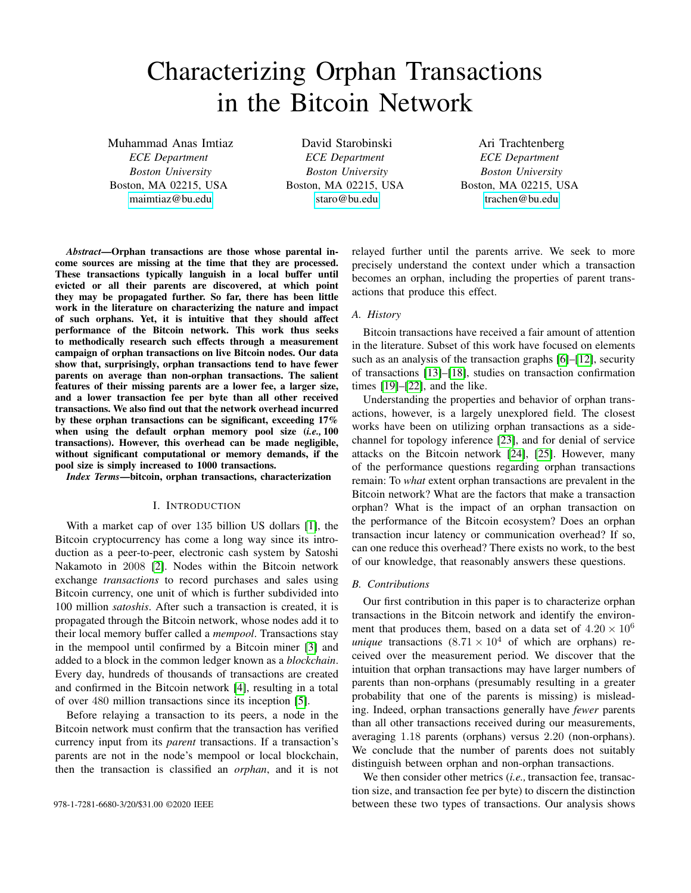# Characterizing Orphan Transactions in the Bitcoin Network

Muhammad Anas Imtiaz
*ECE Department*
*Boston University*
Boston, MA 02215, USA
maimtiaz@bu.edu

David Starobinski
*ECE Department*
*Boston University*
Boston, MA 02215, USA
staro@bu.edu

Ari Trachtenberg
*ECE Department*
*Boston University*
Boston, MA 02215, USA
trachen@bu.edu

***Abstract*—Orphan transactions are those whose parental income sources are missing at the time that they are processed. These transactions typically languish in a local buffer until evicted or all their parents are discovered, at which point they may be propagated further. So far, there has been little work in the literature on characterizing the nature and impact of such orphans. Yet, it is intuitive that they should affect performance of the Bitcoin network. This work thus seeks to methodically research such effects through a measurement campaign of orphan transactions on live Bitcoin nodes. Our data show that, surprisingly, orphan transactions tend to have fewer parents on average than non-orphan transactions. The salient features of their missing parents are a lower fee, a larger size, and a lower transaction fee per byte than all other received transactions. We also find out that the network overhead incurred by these orphan transactions can be significant, exceeding 17% when using the default orphan memory pool size (*i.e.,* 100 transactions). However, this overhead can be made negligible, without significant computational or memory demands, if the pool size is simply increased to 1000 transactions.**

***Index Terms*—bitcoin, orphan transactions, characterization**

## I. Introduction

With a market cap of over 135 billion US dollars [1], the Bitcoin cryptocurrency has come a long way since its introduction as a peer-to-peer, electronic cash system by Satoshi Nakamoto in 2008 [2]. Nodes within the Bitcoin network exchange *transactions* to record purchases and sales using Bitcoin currency, one unit of which is further subdivided into 100 million *satoshis*. After such a transaction is created, it is propagated through the Bitcoin network, whose nodes add it to their local memory buffer called a *mempool*. Transactions stay in the mempool until confirmed by a Bitcoin miner [3] and added to a block in the common ledger known as a *blockchain*. Every day, hundreds of thousands of transactions are created and confirmed in the Bitcoin network [4], resulting in a total of over 480 million transactions since its inception [5].

Before relaying a transaction to its peers, a node in the Bitcoin network must confirm that the transaction has verified currency input from its *parent* transactions. If a transaction's parents are not in the node's mempool or local blockchain, then the transaction is classified an *orphan*, and it is not relayed further until the parents arrive. We seek to more precisely understand the context under which a transaction becomes an orphan, including the properties of parent transactions that produce this effect.

### A. History

Bitcoin transactions have received a fair amount of attention in the literature. Subset of this work have focused on elements such as an analysis of the transaction graphs [6]–[12], security of transactions [13]–[18], studies on transaction confirmation times [19]–[22], and the like.

Understanding the properties and behavior of orphan transactions, however, is a largely unexplored field. The closest works have been on utilizing orphan transactions as a side-channel for topology inference [23], and for denial of service attacks on the Bitcoin network [24], [25]. However, many of the performance questions regarding orphan transactions remain: To *what* extent orphan transactions are prevalent in the Bitcoin network? What are the factors that make a transaction orphan? What is the impact of an orphan transaction on the performance of the Bitcoin ecosystem? Does an orphan transaction incur latency or communication overhead? If so, can one reduce this overhead? There exists no work, to the best of our knowledge, that reasonably answers these questions.

### B. Contributions

Our first contribution in this paper is to characterize orphan transactions in the Bitcoin network and identify the environment that produces them, based on a data set of $4.20 \times 10^6$ *unique* transactions ($8.71 \times 10^4$ of which are orphans) received over the measurement period. We discover that the intuition that orphan transactions may have larger numbers of parents than non-orphans (presumably resulting in a greater probability that one of the parents is missing) is misleading. Indeed, orphan transactions generally have *fewer* parents than all other transactions received during our measurements, averaging 1.18 parents (orphans) versus 2.20 (non-orphans). We conclude that the number of parents does not suitably distinguish between orphan and non-orphan transactions.

We then consider other metrics (*i.e.,* transaction fee, transaction size, and transaction fee per byte) to discern the distinction between these two types of transactions. Our analysis shows

978-1-7281-6680-3/20/$31.00 ©2020 IEEE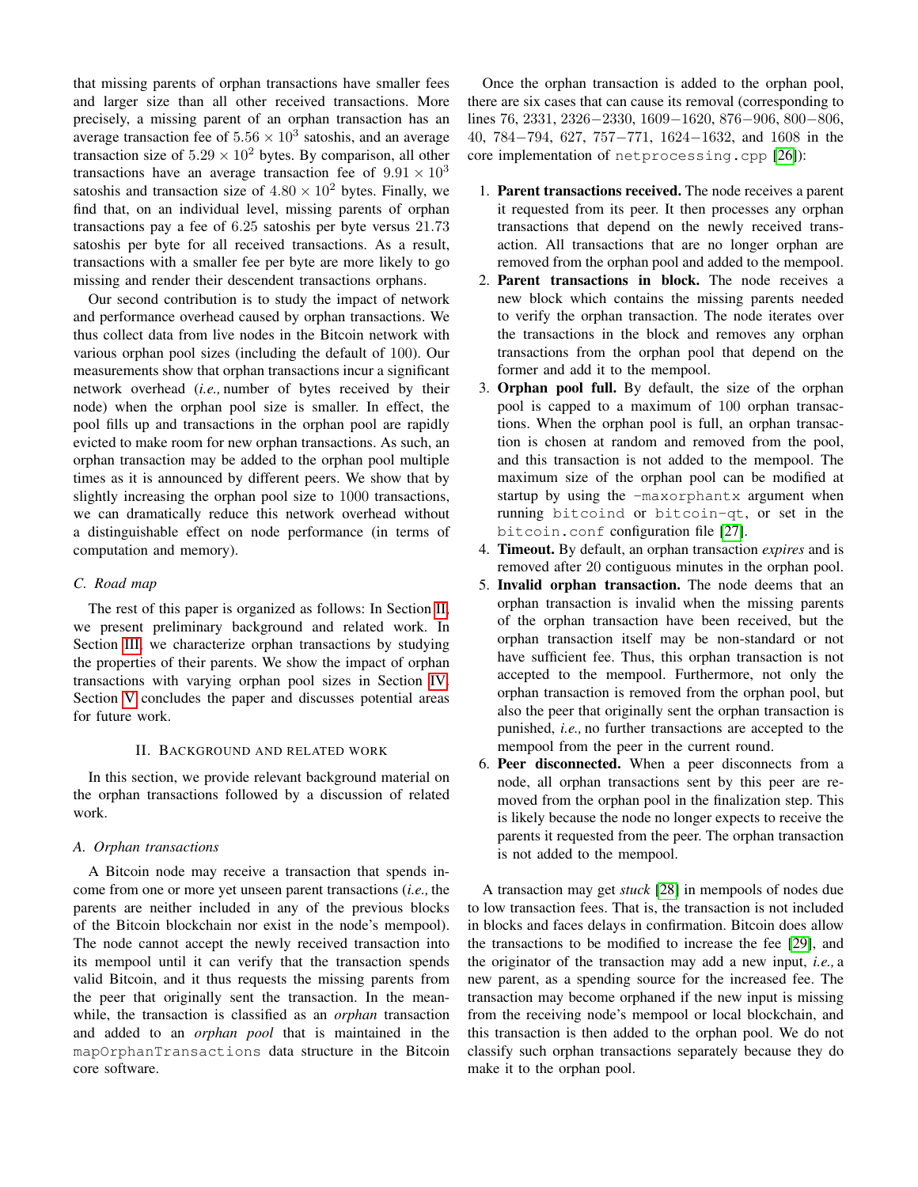that missing parents of orphan transactions have smaller fees and larger size than all other received transactions. More precisely, a missing parent of an orphan transaction has an average transaction fee of $5.56 \times 10^3$ satoshis, and an average transaction size of $5.29 \times 10^2$ bytes. By comparison, all other transactions have an average transaction fee of $9.91 \times 10^3$ satoshis and transaction size of $4.80 \times 10^2$ bytes. Finally, we find that, on an individual level, missing parents of orphan transactions pay a fee of 6.25 satoshis per byte versus 21.73 satoshis per byte for all received transactions. As a result, transactions with a smaller fee per byte are more likely to go missing and render their descendent transactions orphans.

Our second contribution is to study the impact of network and performance overhead caused by orphan transactions. We thus collect data from live nodes in the Bitcoin network with various orphan pool sizes (including the default of 100). Our measurements show that orphan transactions incur a significant network overhead (*i.e.,* number of bytes received by their node) when the orphan pool size is smaller. In effect, the pool fills up and transactions in the orphan pool are rapidly evicted to make room for new orphan transactions. As such, an orphan transaction may be added to the orphan pool multiple times as it is announced by different peers. We show that by slightly increasing the orphan pool size to 1000 transactions, we can dramatically reduce this network overhead without a distinguishable effect on node performance (in terms of computation and memory).

### C. Road map

The rest of this paper is organized as follows: In Section II, we present preliminary background and related work. In Section III, we characterize orphan transactions by studying the properties of their parents. We show the impact of orphan transactions with varying orphan pool sizes in Section IV. Section V concludes the paper and discusses potential areas for future work.

## II. Background and related work

In this section, we provide relevant background material on the orphan transactions followed by a discussion of related work.

### A. Orphan transactions

A Bitcoin node may receive a transaction that spends income from one or more yet unseen parent transactions (*i.e.,* the parents are neither included in any of the previous blocks of the Bitcoin blockchain nor exist in the node's mempool). The node cannot accept the newly received transaction into its mempool until it can verify that the transaction spends valid Bitcoin, and it thus requests the missing parents from the peer that originally sent the transaction. In the meanwhile, the transaction is classified as an *orphan* transaction and added to an *orphan pool* that is maintained in the `mapOrphanTransactions` data structure in the Bitcoin core software.

Once the orphan transaction is added to the orphan pool, there are six cases that can cause its removal (corresponding to lines 76, 2331, 2326−2330, 1609−1620, 876−906, 800−806, 40, 784−794, 627, 757−771, 1624−1632, and 1608 in the core implementation of `netprocessing.cpp` [26]):

1. **Parent transactions received.** The node receives a parent it requested from its peer. It then processes any orphan transactions that depend on the newly received transaction. All transactions that are no longer orphan are removed from the orphan pool and added to the mempool.
2. **Parent transactions in block.** The node receives a new block which contains the missing parents needed to verify the orphan transaction. The node iterates over the transactions in the block and removes any orphan transactions from the orphan pool that depend on the former and add it to the mempool.
3. **Orphan pool full.** By default, the size of the orphan pool is capped to a maximum of 100 orphan transactions. When the orphan pool is full, an orphan transaction is chosen at random and removed from the pool, and this transaction is not added to the mempool. The maximum size of the orphan pool can be modified at startup by using the `-maxorphantx` argument when running `bitcoind` or `bitcoin-qt`, or set in the `bitcoin.conf` configuration file [27].
4. **Timeout.** By default, an orphan transaction *expires* and is removed after 20 contiguous minutes in the orphan pool.
5. **Invalid orphan transaction.** The node deems that an orphan transaction is invalid when the missing parents of the orphan transaction have been received, but the orphan transaction itself may be non-standard or not have sufficient fee. Thus, this orphan transaction is not accepted to the mempool. Furthermore, not only the orphan transaction is removed from the orphan pool, but also the peer that originally sent the orphan transaction is punished, *i.e.,* no further transactions are accepted to the mempool from the peer in the current round.
6. **Peer disconnected.** When a peer disconnects from a node, all orphan transactions sent by this peer are removed from the orphan pool in the finalization step. This is likely because the node no longer expects to receive the parents it requested from the peer. The orphan transaction is not added to the mempool.

A transaction may get *stuck* [28] in mempools of nodes due to low transaction fees. That is, the transaction is not included in blocks and faces delays in confirmation. Bitcoin does allow the transactions to be modified to increase the fee [29], and the originator of the transaction may add a new input, *i.e.,* a new parent, as a spending source for the increased fee. The transaction may become orphaned if the new input is missing from the receiving node's mempool or local blockchain, and this transaction is then added to the orphan pool. We do not classify such orphan transactions separately because they do make it to the orphan pool.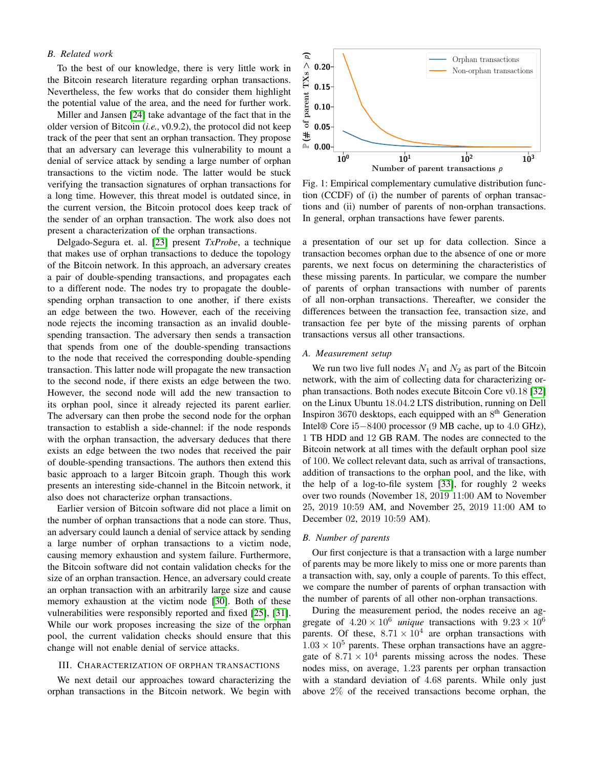### B. Related work

To the best of our knowledge, there is very little work in the Bitcoin research literature regarding orphan transactions. Nevertheless, the few works that do consider them highlight the potential value of the area, and the need for further work.

Miller and Jansen [24] take advantage of the fact that in the older version of Bitcoin (*i.e.,* v0.9.2), the protocol did not keep track of the peer that sent an orphan transaction. They propose that an adversary can leverage this vulnerability to mount a denial of service attack by sending a large number of orphan transactions to the victim node. The latter would be stuck verifying the transaction signatures of orphan transactions for a long time. However, this threat model is outdated since, in the current version, the Bitcoin protocol does keep track of the sender of an orphan transaction. The work also does not present a characterization of the orphan transactions.

Delgado-Segura et. al. [23] present *TxProbe*, a technique that makes use of orphan transactions to deduce the topology of the Bitcoin network. In this approach, an adversary creates a pair of double-spending transactions, and propagates each to a different node. The nodes try to propagate the double-spending orphan transaction to one another, if there exists an edge between the two. However, each of the receiving node rejects the incoming transaction as an invalid double-spending transaction. The adversary then sends a transaction that spends from one of the double-spending transactions to the node that received the corresponding double-spending transaction. This latter node will propagate the new transaction to the second node, if there exists an edge between the two. However, the second node will add the new transaction to its orphan pool, since it already rejected its parent earlier. The adversary can then probe the second node for the orphan transaction to establish a side-channel: if the node responds with the orphan transaction, the adversary deduces that there exists an edge between the two nodes that received the pair of double-spending transactions. The authors then extend this basic approach to a larger Bitcoin graph. Though this work presents an interesting side-channel in the Bitcoin network, it also does not characterize orphan transactions.

Earlier version of Bitcoin software did not place a limit on the number of orphan transactions that a node can store. Thus, an adversary could launch a denial of service attack by sending a large number of orphan transactions to a victim node, causing memory exhaustion and system failure. Furthermore, the Bitcoin software did not contain validation checks for the size of an orphan transaction. Hence, an adversary could create an orphan transaction with an arbitrarily large size and cause memory exhaustion at the victim node [30]. Both of these vulnerabilities were responsibly reported and fixed [25], [31]. While our work proposes increasing the size of the orphan pool, the current validation checks should ensure that this change will not enable denial of service attacks.

## III. Characterization of Orphan Transactions

We next detail our approaches toward characterizing the orphan transactions in the Bitcoin network. We begin with a presentation of our set up for data collection. Since a transaction becomes orphan due to the absence of one or more parents, we next focus on determining the characteristics of these missing parents. In particular, we compare the number of parents of orphan transactions with number of parents of all non-orphan transactions. Thereafter, we consider the differences between the transaction fee, transaction size, and transaction fee per byte of the missing parents of orphan transactions versus all other transactions.

Fig. 1: Empirical complementary cumulative distribution function (CCDF) of (i) the number of parents of orphan transactions and (ii) number of parents of non-orphan transactions. In general, orphan transactions have fewer parents.

### A. Measurement setup

We run two live full nodes $N_1$ and $N_2$ as part of the Bitcoin network, with the aim of collecting data for characterizing orphan transactions. Both nodes execute Bitcoin Core v0.18 [32] on the Linux Ubuntu 18.04.2 LTS distribution, running on Dell Inspiron 3670 desktops, each equipped with an $8^{\text{th}}$ Generation Intel® Core i5−8400 processor (9 MB cache, up to 4.0 GHz), 1 TB HDD and 12 GB RAM. The nodes are connected to the Bitcoin network at all times with the default orphan pool size of 100. We collect relevant data, such as arrival of transactions, addition of transactions to the orphan pool, and the like, with the help of a log-to-file system [33], for roughly 2 weeks over two rounds (November 18, 2019 11:00 AM to November 25, 2019 10:59 AM, and November 25, 2019 11:00 AM to December 02, 2019 10:59 AM).

### B. Number of parents

Our first conjecture is that a transaction with a large number of parents may be more likely to miss one or more parents than a transaction with, say, only a couple of parents. To this effect, we compare the number of parents of orphan transaction with the number of parents of all other non-orphan transactions.

During the measurement period, the nodes receive an aggregate of $4.20 \times 10^6$ *unique* transactions with $9.23 \times 10^6$ parents. Of these, $8.71 \times 10^4$ are orphan transactions with $1.03 \times 10^5$ parents. These orphan transactions have an aggregate of $8.71 \times 10^4$ parents missing across the nodes. These nodes miss, on average, 1.23 parents per orphan transaction with a standard deviation of 4.68 parents. While only just above 2% of the received transactions become orphan, the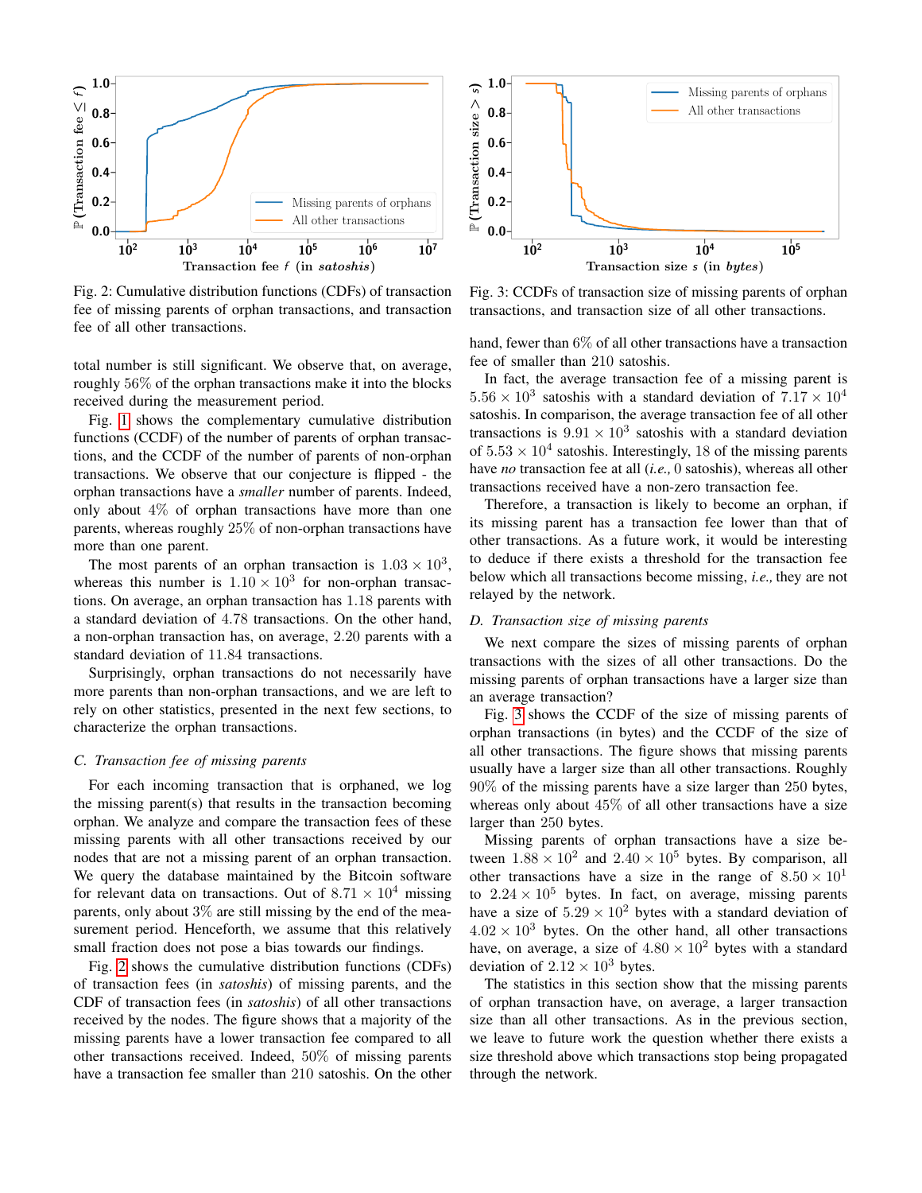Fig. 2: Cumulative distribution functions (CDFs) of transaction fee of missing parents of orphan transactions, and transaction fee of all other transactions.

Fig. 3: CCDFs of transaction size of missing parents of orphan transactions, and transaction size of all other transactions.

total number is still significant. We observe that, on average, roughly 56% of the orphan transactions make it into the blocks received during the measurement period.

Fig. 1 shows the complementary cumulative distribution functions (CCDF) of the number of parents of orphan transactions, and the CCDF of the number of parents of non-orphan transactions. We observe that our conjecture is flipped - the orphan transactions have a *smaller* number of parents. Indeed, only about 4% of orphan transactions have more than one parents, whereas roughly 25% of non-orphan transactions have more than one parent.

The most parents of an orphan transaction is $1.03 \times 10^3$, whereas this number is $1.10 \times 10^3$ for non-orphan transactions. On average, an orphan transaction has 1.18 parents with a standard deviation of 4.78 transactions. On the other hand, a non-orphan transaction has, on average, 2.20 parents with a standard deviation of 11.84 transactions.

Surprisingly, orphan transactions do not necessarily have more parents than non-orphan transactions, and we are left to rely on other statistics, presented in the next few sections, to characterize the orphan transactions.

### C. Transaction fee of missing parents

For each incoming transaction that is orphaned, we log the missing parent(s) that results in the transaction becoming orphan. We analyze and compare the transaction fees of these missing parents with all other transactions received by our nodes that are not a missing parent of an orphan transaction. We query the database maintained by the Bitcoin software for relevant data on transactions. Out of $8.71 \times 10^4$ missing parents, only about 3% are still missing by the end of the measurement period. Henceforth, we assume that this relatively small fraction does not pose a bias towards our findings.

Fig. 2 shows the cumulative distribution functions (CDFs) of transaction fees (in *satoshis*) of missing parents, and the CDF of transaction fees (in *satoshis*) of all other transactions received by the nodes. The figure shows that a majority of the missing parents have a lower transaction fee compared to all other transactions received. Indeed, 50% of missing parents have a transaction fee smaller than 210 satoshis. On the other hand, fewer than 6% of all other transactions have a transaction fee of smaller than 210 satoshis.

In fact, the average transaction fee of a missing parent is $5.56 \times 10^3$ satoshis with a standard deviation of $7.17 \times 10^4$ satoshis. In comparison, the average transaction fee of all other transactions is $9.91 \times 10^3$ satoshis with a standard deviation of $5.53 \times 10^4$ satoshis. Interestingly, 18 of the missing parents have *no* transaction fee at all (*i.e.,* 0 satoshis), whereas all other transactions received have a non-zero transaction fee.

Therefore, a transaction is likely to become an orphan, if its missing parent has a transaction fee lower than that of other transactions. As a future work, it would be interesting to deduce if there exists a threshold for the transaction fee below which all transactions become missing, *i.e.,* they are not relayed by the network.

### D. Transaction size of missing parents

We next compare the sizes of missing parents of orphan transactions with the sizes of all other transactions. Do the missing parents of orphan transactions have a larger size than an average transaction?

Fig. 3 shows the CCDF of the size of missing parents of orphan transactions (in bytes) and the CCDF of the size of all other transactions. The figure shows that missing parents usually have a larger size than all other transactions. Roughly 90% of the missing parents have a size larger than 250 bytes, whereas only about 45% of all other transactions have a size larger than 250 bytes.

Missing parents of orphan transactions have a size between $1.88 \times 10^2$ and $2.40 \times 10^5$ bytes. By comparison, all other transactions have a size in the range of $8.50 \times 10^1$ to $2.24 \times 10^5$ bytes. In fact, on average, missing parents have a size of $5.29 \times 10^2$ bytes with a standard deviation of $4.02 \times 10^3$ bytes. On the other hand, all other transactions have, on average, a size of $4.80 \times 10^2$ bytes with a standard deviation of $2.12 \times 10^3$ bytes.

The statistics in this section show that the missing parents of orphan transaction have, on average, a larger transaction size than all other transactions. As in the previous section, we leave to future work the question whether there exists a size threshold above which transactions stop being propagated through the network.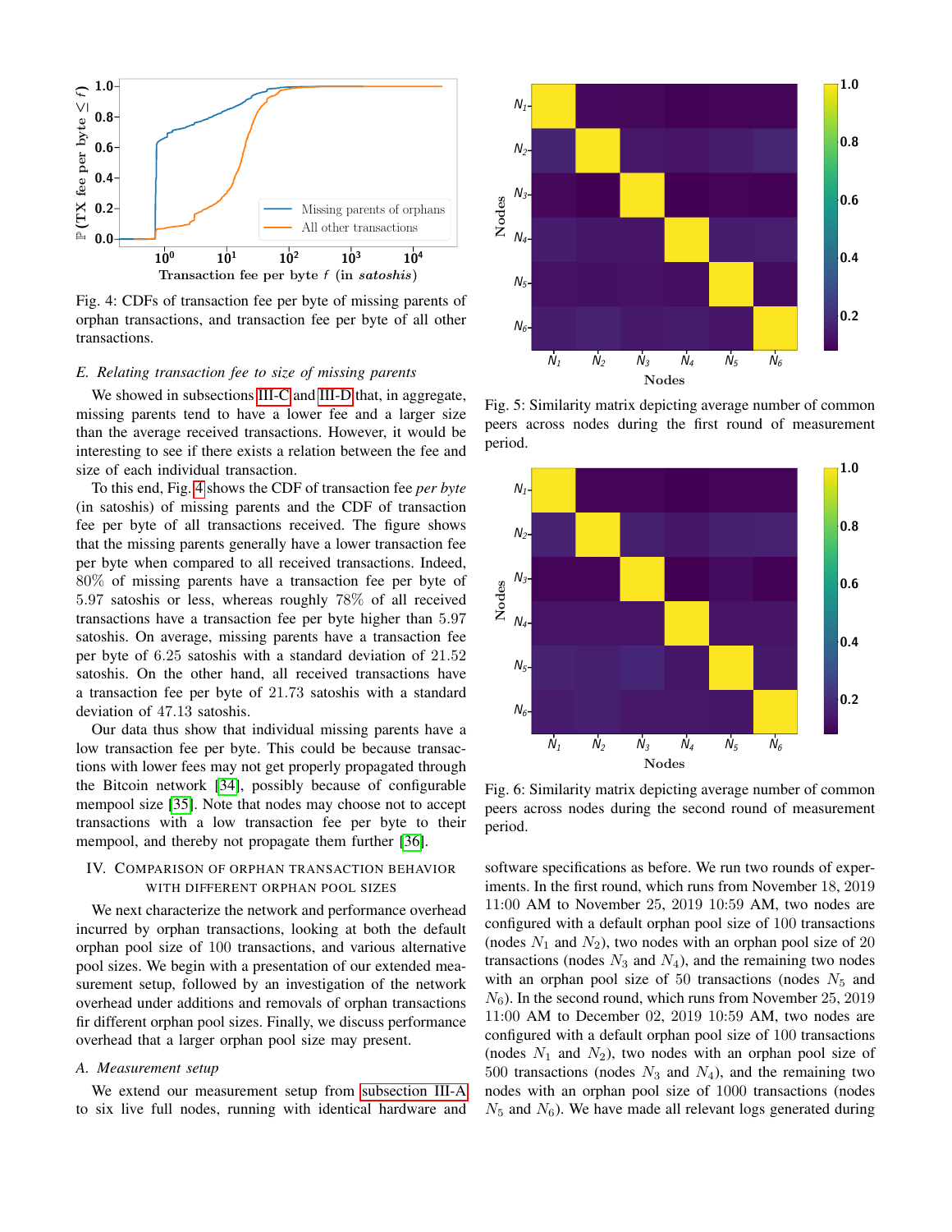Fig. 4: CDFs of transaction fee per byte of missing parents of orphan transactions, and transaction fee per byte of all other transactions.

### *E. Relating transaction fee to size of missing parents*

We showed in subsections III-C and III-D that, in aggregate, missing parents tend to have a lower fee and a larger size than the average received transactions. However, it would be interesting to see if there exists a relation between the fee and size of each individual transaction.

To this end, Fig. 4 shows the CDF of transaction fee *per byte* (in satoshis) of missing parents and the CDF of transaction fee per byte of all transactions received. The figure shows that the missing parents generally have a lower transaction fee per byte when compared to all received transactions. Indeed, $80\%$ of missing parents have a transaction fee per byte of $5.97$ satoshis or less, whereas roughly $78\%$ of all received transactions have a transaction fee per byte higher than $5.97$ satoshis. On average, missing parents have a transaction fee per byte of $6.25$ satoshis with a standard deviation of $21.52$ satoshis. On the other hand, all received transactions have a transaction fee per byte of $21.73$ satoshis with a standard deviation of $47.13$ satoshis.

Our data thus show that individual missing parents have a low transaction fee per byte. This could be because transactions with lower fees may not get properly propagated through the Bitcoin network [34], possibly because of configurable mempool size [35]. Note that nodes may choose not to accept transactions with a low transaction fee per byte to their mempool, and thereby not propagate them further [36].

## IV. Comparison of Orphan Transaction Behavior with Different Orphan Pool Sizes

We next characterize the network and performance overhead incurred by orphan transactions, looking at both the default orphan pool size of 100 transactions, and various alternative pool sizes. We begin with a presentation of our extended measurement setup, followed by an investigation of the network overhead under additions and removals of orphan transactions fir different orphan pool sizes. Finally, we discuss performance overhead that a larger orphan pool size may present.

### *A. Measurement setup*

We extend our measurement setup from subsection III-A to six live full nodes, running with identical hardware and software specifications as before. We run two rounds of experiments. In the first round, which runs from November 18, 2019 11:00 AM to November 25, 2019 10:59 AM, two nodes are configured with a default orphan pool size of 100 transactions (nodes $N_1$ and $N_2$), two nodes with an orphan pool size of 20 transactions (nodes $N_3$ and $N_4$), and the remaining two nodes with an orphan pool size of 50 transactions (nodes $N_5$ and $N_6$). In the second round, which runs from November 25, 2019 11:00 AM to December 02, 2019 10:59 AM, two nodes are configured with a default orphan pool size of 100 transactions (nodes $N_1$ and $N_2$), two nodes with an orphan pool size of 500 transactions (nodes $N_3$ and $N_4$), and the remaining two nodes with an orphan pool size of 1000 transactions (nodes $N_5$ and $N_6$). We have made all relevant logs generated during

Fig. 5: Similarity matrix depicting average number of common peers across nodes during the first round of measurement period.

Fig. 6: Similarity matrix depicting average number of common peers across nodes during the second round of measurement period.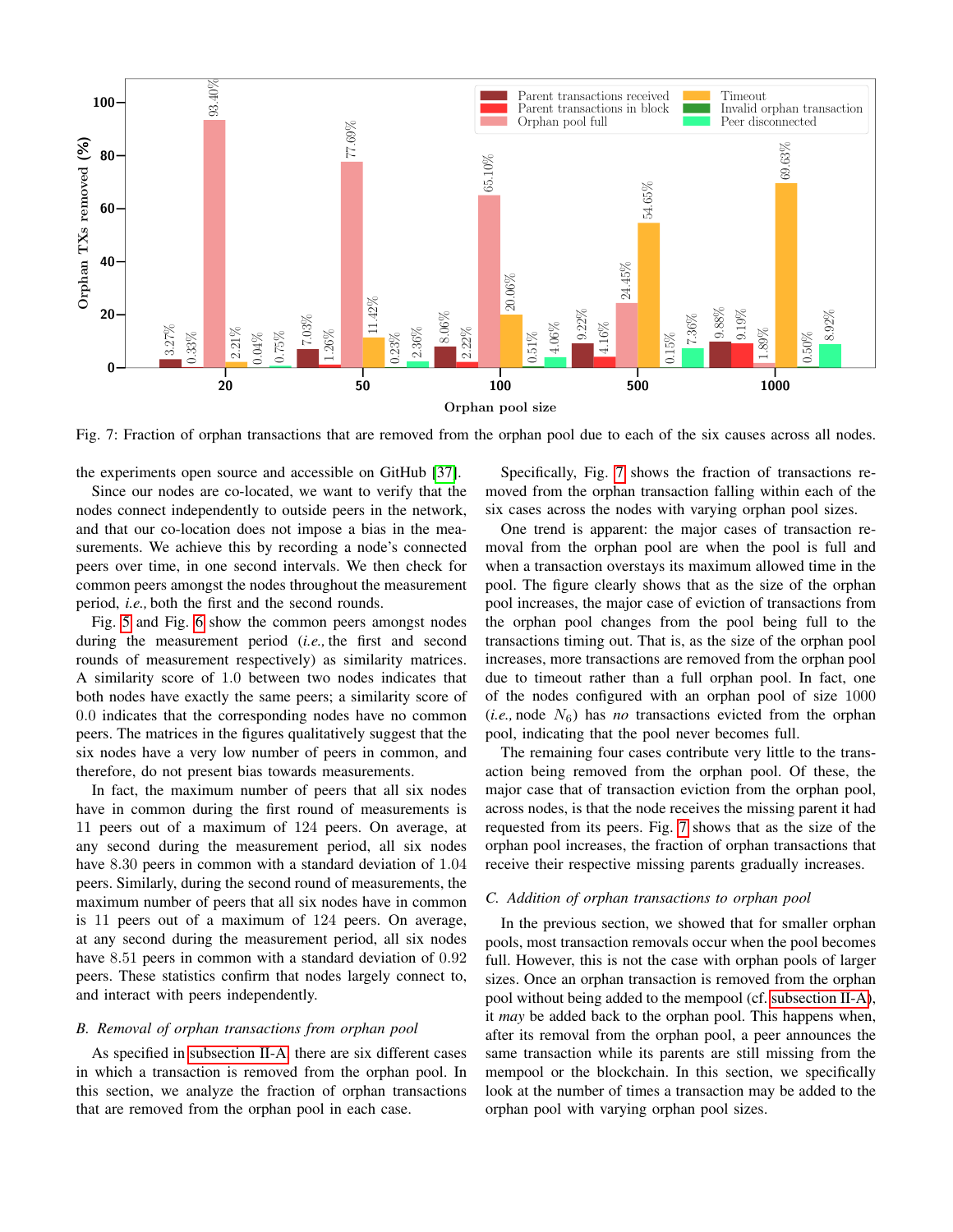Fig. 7: Fraction of orphan transactions that are removed from the orphan pool due to each of the six causes across all nodes.

the experiments open source and accessible on GitHub [37].

Since our nodes are co-located, we want to verify that the nodes connect independently to outside peers in the network, and that our co-location does not impose a bias in the measurements. We achieve this by recording a node's connected peers over time, in one second intervals. We then check for common peers amongst the nodes throughout the measurement period, *i.e.,* both the first and the second rounds.

Fig. 5 and Fig. 6 show the common peers amongst nodes during the measurement period (*i.e.,* the first and second rounds of measurement respectively) as similarity matrices. A similarity score of 1.0 between two nodes indicates that both nodes have exactly the same peers; a similarity score of 0.0 indicates that the corresponding nodes have no common peers. The matrices in the figures qualitatively suggest that the six nodes have a very low number of peers in common, and therefore, do not present bias towards measurements.

In fact, the maximum number of peers that all six nodes have in common during the first round of measurements is 11 peers out of a maximum of 124 peers. On average, at any second during the measurement period, all six nodes have 8.30 peers in common with a standard deviation of 1.04 peers. Similarly, during the second round of measurements, the maximum number of peers that all six nodes have in common is 11 peers out of a maximum of 124 peers. On average, at any second during the measurement period, all six nodes have 8.51 peers in common with a standard deviation of 0.92 peers. These statistics confirm that nodes largely connect to, and interact with peers independently.

### *B. Removal of orphan transactions from orphan pool*

As specified in subsection II-A, there are six different cases in which a transaction is removed from the orphan pool. In this section, we analyze the fraction of orphan transactions that are removed from the orphan pool in each case.

Specifically, Fig. 7 shows the fraction of transactions removed from the orphan transaction falling within each of the six cases across the nodes with varying orphan pool sizes.

One trend is apparent: the major cases of transaction removal from the orphan pool are when the pool is full and when a transaction overstays its maximum allowed time in the pool. The figure clearly shows that as the size of the orphan pool increases, the major case of eviction of transactions from the orphan pool changes from the pool being full to the transactions timing out. That is, as the size of the orphan pool increases, more transactions are removed from the orphan pool due to timeout rather than a full orphan pool. In fact, one of the nodes configured with an orphan pool of size 1000 (*i.e.,* node $N_6$) has *no* transactions evicted from the orphan pool, indicating that the pool never becomes full.

The remaining four cases contribute very little to the transaction being removed from the orphan pool. Of these, the major case that of transaction eviction from the orphan pool, across nodes, is that the node receives the missing parent it had requested from its peers. Fig. 7 shows that as the size of the orphan pool increases, the fraction of orphan transactions that receive their respective missing parents gradually increases.

### *C. Addition of orphan transactions to orphan pool*

In the previous section, we showed that for smaller orphan pools, most transaction removals occur when the pool becomes full. However, this is not the case with orphan pools of larger sizes. Once an orphan transaction is removed from the orphan pool without being added to the mempool (cf. subsection II-A), it *may* be added back to the orphan pool. This happens when, after its removal from the orphan pool, a peer announces the same transaction while its parents are still missing from the mempool or the blockchain. In this section, we specifically look at the number of times a transaction may be added to the orphan pool with varying orphan pool sizes.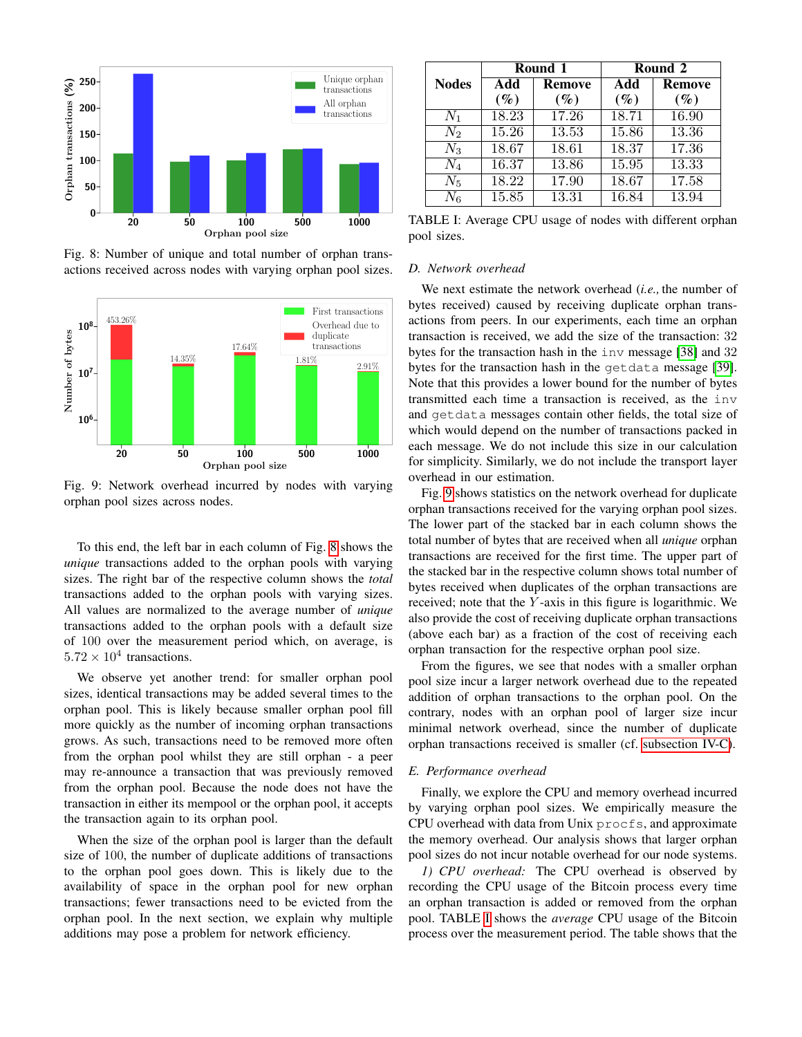Fig. 8: Number of unique and total number of orphan transactions received across nodes with varying orphan pool sizes.

Fig. 9: Network overhead incurred by nodes with varying orphan pool sizes across nodes.

To this end, the left bar in each column of Fig. 8 shows the *unique* transactions added to the orphan pools with varying sizes. The right bar of the respective column shows the *total* transactions added to the orphan pools with varying sizes. All values are normalized to the average number of *unique* transactions added to the orphan pools with a default size of 100 over the measurement period which, on average, is $5.72 \times 10^4$ transactions.

We observe yet another trend: for smaller orphan pool sizes, identical transactions may be added several times to the orphan pool. This is likely because smaller orphan pool fill more quickly as the number of incoming orphan transactions grows. As such, transactions need to be removed more often from the orphan pool whilst they are still orphan - a peer may re-announce a transaction that was previously removed from the orphan pool. Because the node does not have the transaction in either its mempool or the orphan pool, it accepts the transaction again to its orphan pool.

When the size of the orphan pool is larger than the default size of 100, the number of duplicate additions of transactions to the orphan pool goes down. This is likely due to the availability of space in the orphan pool for new orphan transactions; fewer transactions need to be evicted from the orphan pool. In the next section, we explain why multiple additions may pose a problem for network efficiency.

| Nodes | Round 1 | | Round 2 | |
|---|---|---|---|---|
| | Add (%) | Remove (%) | Add (%) | Remove (%) |
| $N_1$ | 18.23 | 17.26 | 18.71 | 16.90 |
| $N_2$ | 15.26 | 13.53 | 15.86 | 13.36 |
| $N_3$ | 18.67 | 18.61 | 18.37 | 17.36 |
| $N_4$ | 16.37 | 13.86 | 15.95 | 13.33 |
| $N_5$ | 18.22 | 17.90 | 18.67 | 17.58 |
| $N_6$ | 15.85 | 13.31 | 16.84 | 13.94 |

TABLE I: Average CPU usage of nodes with different orphan pool sizes.

### D. Network overhead

We next estimate the network overhead (*i.e.,* the number of bytes received) caused by receiving duplicate orphan transactions from peers. In our experiments, each time an orphan transaction is received, we add the size of the transaction: 32 bytes for the transaction hash in the `inv` message [38] and 32 bytes for the transaction hash in the `getdata` message [39]. Note that this provides a lower bound for the number of bytes transmitted each time a transaction is received, as the `inv` and `getdata` messages contain other fields, the total size of which would depend on the number of transactions packed in each message. We do not include this size in our calculation for simplicity. Similarly, we do not include the transport layer overhead in our estimation.

Fig. 9 shows statistics on the network overhead for duplicate orphan transactions received for the varying orphan pool sizes. The lower part of the stacked bar in each column shows the total number of bytes that are received when all *unique* orphan transactions are received for the first time. The upper part of the stacked bar in the respective column shows total number of bytes received when duplicates of the orphan transactions are received; note that the $Y$-axis in this figure is logarithmic. We also provide the cost of receiving duplicate orphan transactions (above each bar) as a fraction of the cost of receiving each orphan transaction for the respective orphan pool size.

From the figures, we see that nodes with a smaller orphan pool size incur a larger network overhead due to the repeated addition of orphan transactions to the orphan pool. On the contrary, nodes with an orphan pool of larger size incur minimal network overhead, since the number of duplicate orphan transactions received is smaller (cf. subsection IV-C).

### E. Performance overhead

Finally, we explore the CPU and memory overhead incurred by varying orphan pool sizes. We empirically measure the CPU overhead with data from Unix `procfs`, and approximate the memory overhead. Our analysis shows that larger orphan pool sizes do not incur notable overhead for our node systems.

*1) CPU overhead:* The CPU overhead is observed by recording the CPU usage of the Bitcoin process every time an orphan transaction is added or removed from the orphan pool. TABLE I shows the *average* CPU usage of the Bitcoin process over the measurement period. The table shows that the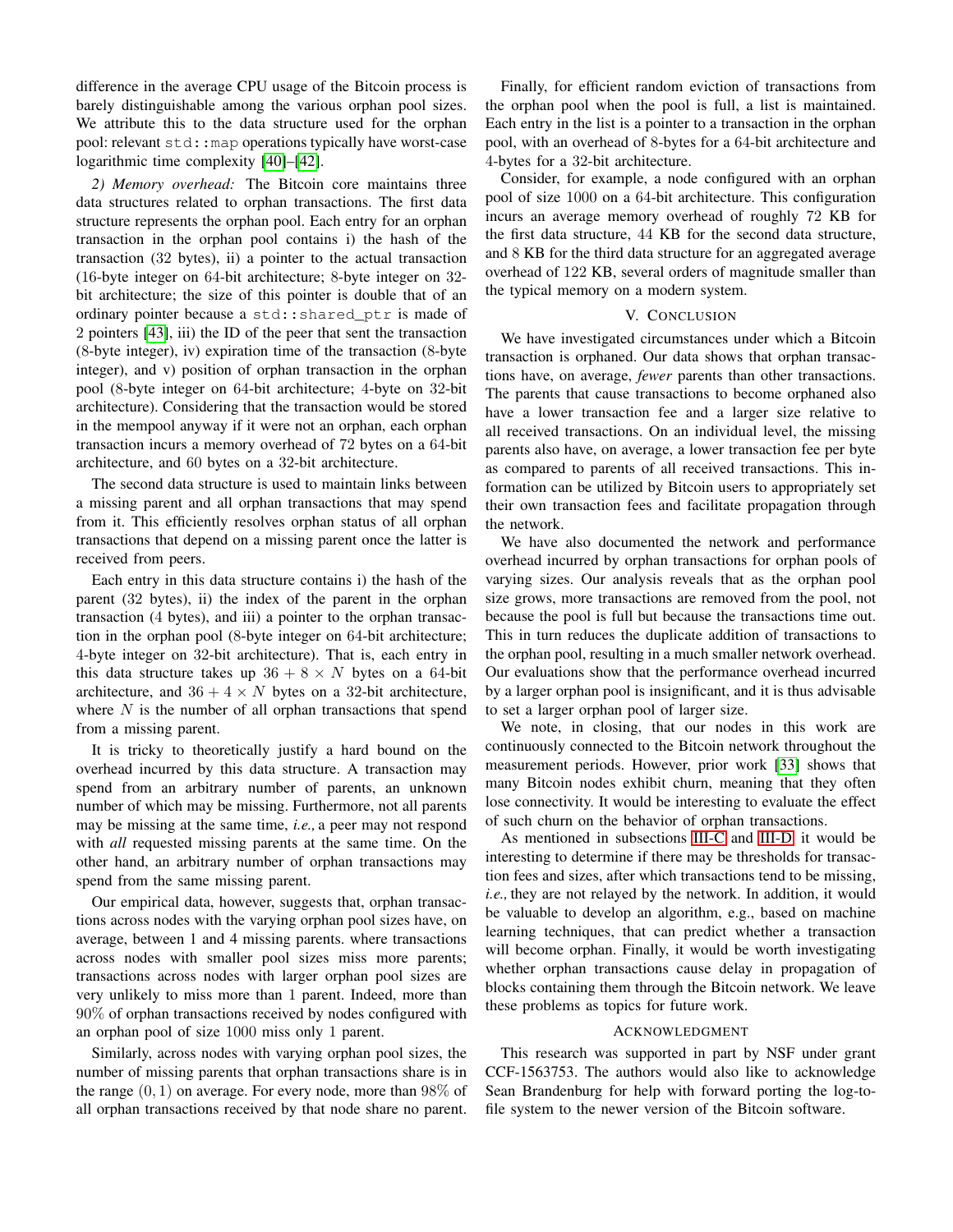difference in the average CPU usage of the Bitcoin process is barely distinguishable among the various orphan pool sizes. We attribute this to the data structure used for the orphan pool: relevant `std::map` operations typically have worst-case logarithmic time complexity [40]–[42].

*2) Memory overhead:* The Bitcoin core maintains three data structures related to orphan transactions. The first data structure represents the orphan pool. Each entry for an orphan transaction in the orphan pool contains i) the hash of the transaction (32 bytes), ii) a pointer to the actual transaction (16-byte integer on 64-bit architecture; 8-byte integer on 32-bit architecture; the size of this pointer is double that of an ordinary pointer because a `std::shared_ptr` is made of 2 pointers [43], iii) the ID of the peer that sent the transaction (8-byte integer), iv) expiration time of the transaction (8-byte integer), and v) position of orphan transaction in the orphan pool (8-byte integer on 64-bit architecture; 4-byte on 32-bit architecture). Considering that the transaction would be stored in the mempool anyway if it were not an orphan, each orphan transaction incurs a memory overhead of 72 bytes on a 64-bit architecture, and 60 bytes on a 32-bit architecture.

The second data structure is used to maintain links between a missing parent and all orphan transactions that may spend from it. This efficiently resolves orphan status of all orphan transactions that depend on a missing parent once the latter is received from peers.

Each entry in this data structure contains i) the hash of the parent (32 bytes), ii) the index of the parent in the orphan transaction (4 bytes), and iii) a pointer to the orphan transaction in the orphan pool (8-byte integer on 64-bit architecture; 4-byte integer on 32-bit architecture). That is, each entry in this data structure takes up $36 + 8 \times N$ bytes on a 64-bit architecture, and $36 + 4 \times N$ bytes on a 32-bit architecture, where $N$ is the number of all orphan transactions that spend from a missing parent.

It is tricky to theoretically justify a hard bound on the overhead incurred by this data structure. A transaction may spend from an arbitrary number of parents, an unknown number of which may be missing. Furthermore, not all parents may be missing at the same time, *i.e.,* a peer may not respond with *all* requested missing parents at the same time. On the other hand, an arbitrary number of orphan transactions may spend from the same missing parent.

Our empirical data, however, suggests that, orphan transactions across nodes with the varying orphan pool sizes have, on average, between 1 and 4 missing parents. where transactions across nodes with smaller pool sizes miss more parents; transactions across nodes with larger orphan pool sizes are very unlikely to miss more than 1 parent. Indeed, more than 90% of orphan transactions received by nodes configured with an orphan pool of size 1000 miss only 1 parent.

Similarly, across nodes with varying orphan pool sizes, the number of missing parents that orphan transactions share is in the range $(0, 1)$ on average. For every node, more than 98% of all orphan transactions received by that node share no parent.

Finally, for efficient random eviction of transactions from the orphan pool when the pool is full, a list is maintained. Each entry in the list is a pointer to a transaction in the orphan pool, with an overhead of 8-bytes for a 64-bit architecture and 4-bytes for a 32-bit architecture.

Consider, for example, a node configured with an orphan pool of size 1000 on a 64-bit architecture. This configuration incurs an average memory overhead of roughly 72 KB for the first data structure, 44 KB for the second data structure, and 8 KB for the third data structure for an aggregated average overhead of 122 KB, several orders of magnitude smaller than the typical memory on a modern system.

## V. Conclusion

We have investigated circumstances under which a Bitcoin transaction is orphaned. Our data shows that orphan transactions have, on average, *fewer* parents than other transactions. The parents that cause transactions to become orphaned also have a lower transaction fee and a larger size relative to all received transactions. On an individual level, the missing parents also have, on average, a lower transaction fee per byte as compared to parents of all received transactions. This information can be utilized by Bitcoin users to appropriately set their own transaction fees and facilitate propagation through the network.

We have also documented the network and performance overhead incurred by orphan transactions for orphan pools of varying sizes. Our analysis reveals that as the orphan pool size grows, more transactions are removed from the pool, not because the pool is full but because the transactions time out. This in turn reduces the duplicate addition of transactions to the orphan pool, resulting in a much smaller network overhead. Our evaluations show that the performance overhead incurred by a larger orphan pool is insignificant, and it is thus advisable to set a larger orphan pool of larger size.

We note, in closing, that our nodes in this work are continuously connected to the Bitcoin network throughout the measurement periods. However, prior work [33] shows that many Bitcoin nodes exhibit churn, meaning that they often lose connectivity. It would be interesting to evaluate the effect of such churn on the behavior of orphan transactions.

As mentioned in subsections III-C and III-D, it would be interesting to determine if there may be thresholds for transaction fees and sizes, after which transactions tend to be missing, *i.e.,* they are not relayed by the network. In addition, it would be valuable to develop an algorithm, e.g., based on machine learning techniques, that can predict whether a transaction will become orphan. Finally, it would be worth investigating whether orphan transactions cause delay in propagation of blocks containing them through the Bitcoin network. We leave these problems as topics for future work.

## Acknowledgment

This research was supported in part by NSF under grant CCF-1563753. The authors would also like to acknowledge Sean Brandenburg for help with forward porting the log-to-file system to the newer version of the Bitcoin software.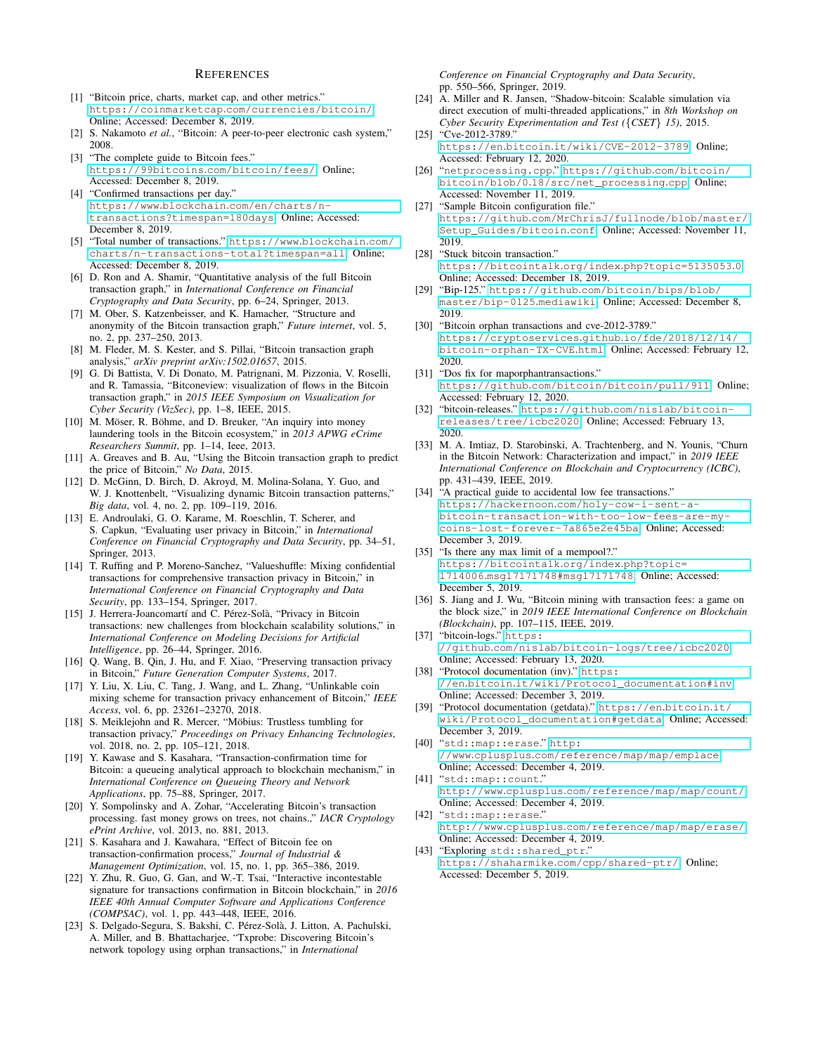# References

[1] "Bitcoin price, charts, market cap, and other metrics." https://coinmarketcap.com/currencies/bitcoin/ Online; Accessed: December 8, 2019.

[2] S. Nakamoto *et al.*, "Bitcoin: A peer-to-peer electronic cash system," 2008.

[3] "The complete guide to Bitcoin fees." https://99bitcoins.com/bitcoin/fees/ Online; Accessed: December 8, 2019.

[4] "Confirmed transactions per day." https://www.blockchain.com/en/charts/n-transactions?timespan=180days Online; Accessed: December 8, 2019.

[5] "Total number of transactions." https://www.blockchain.com/charts/n-transactions-total?timespan=all Online; Accessed: December 8, 2019.

[6] D. Ron and A. Shamir, "Quantitative analysis of the full Bitcoin transaction graph," in *International Conference on Financial Cryptography and Data Security*, pp. 6–24, Springer, 2013.

[7] M. Ober, S. Katzenbeisser, and K. Hamacher, "Structure and anonymity of the Bitcoin transaction graph," *Future internet*, vol. 5, no. 2, pp. 237–250, 2013.

[8] M. Fleder, M. S. Kester, and S. Pillai, "Bitcoin transaction graph analysis," *arXiv preprint arXiv:1502.01657*, 2015.

[9] G. Di Battista, V. Di Donato, M. Patrignani, M. Pizzonia, V. Roselli, and R. Tamassia, "Bitconeview: visualization of flows in the Bitcoin transaction graph," in *2015 IEEE Symposium on Visualization for Cyber Security (VizSec)*, pp. 1–8, IEEE, 2015.

[10] M. Möser, R. Böhme, and D. Breuker, "An inquiry into money laundering tools in the Bitcoin ecosystem," in *2013 APWG eCrime Researchers Summit*, pp. 1–14, Ieee, 2013.

[11] A. Greaves and B. Au, "Using the Bitcoin transaction graph to predict the price of Bitcoin," *No Data*, 2015.

[12] D. McGinn, D. Birch, D. Akroyd, M. Molina-Solana, Y. Guo, and W. J. Knottenbelt, "Visualizing dynamic Bitcoin transaction patterns," *Big data*, vol. 4, no. 2, pp. 109–119, 2016.

[13] E. Androulaki, G. O. Karame, M. Roeschlin, T. Scherer, and S. Capkun, "Evaluating user privacy in Bitcoin," in *International Conference on Financial Cryptography and Data Security*, pp. 34–51, Springer, 2013.

[14] T. Ruffing and P. Moreno-Sanchez, "Valueshuffle: Mixing confidential transactions for comprehensive transaction privacy in Bitcoin," in *International Conference on Financial Cryptography and Data Security*, pp. 133–154, Springer, 2017.

[15] J. Herrera-Joancomartí and C. Pérez-Solà, "Privacy in Bitcoin transactions: new challenges from blockchain scalability solutions," in *International Conference on Modeling Decisions for Artificial Intelligence*, pp. 26–44, Springer, 2016.

[16] Q. Wang, B. Qin, J. Hu, and F. Xiao, "Preserving transaction privacy in Bitcoin," *Future Generation Computer Systems*, 2017.

[17] Y. Liu, X. Liu, C. Tang, J. Wang, and L. Zhang, "Unlinkable coin mixing scheme for transaction privacy enhancement of Bitcoin," *IEEE Access*, vol. 6, pp. 23261–23270, 2018.

[18] S. Meiklejohn and R. Mercer, "Möbius: Trustless tumbling for transaction privacy," *Proceedings on Privacy Enhancing Technologies*, vol. 2018, no. 2, pp. 105–121, 2018.

[19] Y. Kawase and S. Kasahara, "Transaction-confirmation time for Bitcoin: a queueing analytical approach to blockchain mechanism," in *International Conference on Queueing Theory and Network Applications*, pp. 75–88, Springer, 2017.

[20] Y. Sompolinsky and A. Zohar, "Accelerating Bitcoin's transaction processing. fast money grows on trees, not chains.," *IACR Cryptology ePrint Archive*, vol. 2013, no. 881, 2013.

[21] S. Kasahara and J. Kawahara, "Effect of Bitcoin fee on transaction-confirmation process," *Journal of Industrial & Management Optimization*, vol. 15, no. 1, pp. 365–386, 2019.

[22] Y. Zhu, R. Guo, G. Gan, and W.-T. Tsai, "Interactive incontestable signature for transactions confirmation in Bitcoin blockchain," in *2016 IEEE 40th Annual Computer Software and Applications Conference (COMPSAC)*, vol. 1, pp. 443–448, IEEE, 2016.

[23] S. Delgado-Segura, S. Bakshi, C. Pérez-Solà, J. Litton, A. Pachulski, A. Miller, and B. Bhattacharjee, "Txprobe: Discovering Bitcoin's network topology using orphan transactions," in *International Conference on Financial Cryptography and Data Security*, pp. 550–566, Springer, 2019.

[24] A. Miller and R. Jansen, "Shadow-bitcoin: Scalable simulation via direct execution of multi-threaded applications," in *8th Workshop on Cyber Security Experimentation and Test ({CSET} 15)*, 2015.

[25] "Cve-2012-3789." https://en.bitcoin.it/wiki/CVE-2012-3789 Online; Accessed: February 12, 2020.

[26] "`netprocessing.cpp`." https://github.com/bitcoin/bitcoin/blob/0.18/src/net_processing.cpp Online; Accessed: November 11, 2019.

[27] "Sample Bitcoin configuration file." https://github.com/MrChrisJ/fullnode/blob/master/Setup_Guides/bitcoin.conf Online; Accessed: November 11, 2019.

[28] "Stuck bitcoin transaction." https://bitcointalk.org/index.php?topic=5135053.0 Online; Accessed: December 18, 2019.

[29] "Bip-125." https://github.com/bitcoin/bips/blob/master/bip-0125.mediawiki Online; Accessed: December 8, 2019.

[30] "Bitcoin orphan transactions and cve-2012-3789." https://cryptoservices.github.io/fde/2018/12/14/bitcoin-orphan-TX-CVE.html Online; Accessed: February 12, 2020.

[31] "Dos fix for maporphantransactions." https://github.com/bitcoin/bitcoin/pull/911 Online; Accessed: February 12, 2020.

[32] "bitcoin-releases." https://github.com/nislab/bitcoin-releases/tree/icbc2020 Online; Accessed: February 13, 2020.

[33] M. A. Imtiaz, D. Starobinski, A. Trachtenberg, and N. Younis, "Churn in the Bitcoin Network: Characterization and impact," in *2019 IEEE International Conference on Blockchain and Cryptocurrency (ICBC)*, pp. 431–439, IEEE, 2019.

[34] "A practical guide to accidental low fee transactions." https://hackernoon.com/holy-cow-i-sent-a-bitcoin-transaction-with-too-low-fees-are-my-coins-lost-forever-7a865e2e45ba Online; Accessed: December 3, 2019.

[35] "Is there any max limit of a mempool?." https://bitcointalk.org/index.php?topic=1714006.msg17171748#msg17171748 Online; Accessed: December 5, 2019.

[36] S. Jiang and J. Wu, "Bitcoin mining with transaction fees: a game on the block size," in *2019 IEEE International Conference on Blockchain (Blockchain)*, pp. 107–115, IEEE, 2019.

[37] "bitcoin-logs." https://github.com/nislab/bitcoin-logs/tree/icbc2020 Online; Accessed: February 13, 2020.

[38] "Protocol documentation (inv)." https://en.bitcoin.it/wiki/Protocol_documentation#inv Online; Accessed: December 3, 2019.

[39] "Protocol documentation (getdata)." https://en.bitcoin.it/wiki/Protocol_documentation#getdata Online; Accessed: December 3, 2019.

[40] "`std::map::erase`." http://www.cplusplus.com/reference/map/map/emplace Online; Accessed: December 4, 2019.

[41] "`std::map::count`." http://www.cplusplus.com/reference/map/map/count/ Online; Accessed: December 4, 2019.

[42] "`std::map::erase`." http://www.cplusplus.com/reference/map/map/erase/ Online; Accessed: December 4, 2019.

[43] "Exploring `std::shared_ptr`." https://shaharmike.com/cpp/shared-ptr/ Online; Accessed: December 5, 2019.